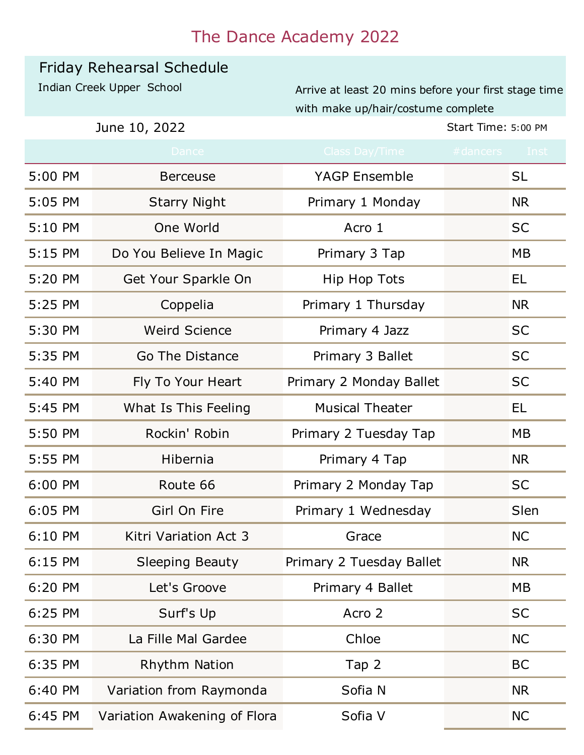# The Dance Academy 2022

## Friday Rehearsal Schedule

Indian Creek Upper School

Arrive at least 20 mins before your first stage time with make up/hair/costume complete

June 10, 2022

Start Time: 5:00 PM

| | Dance | Class Day/Time | #dancers | Inst |
|---|---|---|---|---|
| 5:00 PM | Berceuse | YAGP Ensemble | | SL |
| 5:05 PM | Starry Night | Primary 1 Monday | | NR |
| 5:10 PM | One World | Acro 1 | | SC |
| 5:15 PM | Do You Believe In Magic | Primary 3 Tap | | MB |
| 5:20 PM | Get Your Sparkle On | Hip Hop Tots | | EL |
| 5:25 PM | Coppelia | Primary 1 Thursday | | NR |
| 5:30 PM | Weird Science | Primary 4 Jazz | | SC |
| 5:35 PM | Go The Distance | Primary 3 Ballet | | SC |
| 5:40 PM | Fly To Your Heart | Primary 2 Monday Ballet | | SC |
| 5:45 PM | What Is This Feeling | Musical Theater | | EL |
| 5:50 PM | Rockin' Robin | Primary 2 Tuesday Tap | | MB |
| 5:55 PM | Hibernia | Primary 4 Tap | | NR |
| 6:00 PM | Route 66 | Primary 2 Monday Tap | | SC |
| 6:05 PM | Girl On Fire | Primary 1 Wednesday | | Slen |
| 6:10 PM | Kitri Variation Act 3 | Grace | | NC |
| 6:15 PM | Sleeping Beauty | Primary 2 Tuesday Ballet | | NR |
| 6:20 PM | Let's Groove | Primary 4 Ballet | | MB |
| 6:25 PM | Surf's Up | Acro 2 | | SC |
| 6:30 PM | La Fille Mal Gardee | Chloe | | NC |
| 6:35 PM | Rhythm Nation | Tap 2 | | BC |
| 6:40 PM | Variation from Raymonda | Sofia N | | NR |
| 6:45 PM | Variation Awakening of Flora | Sofia V | | NC |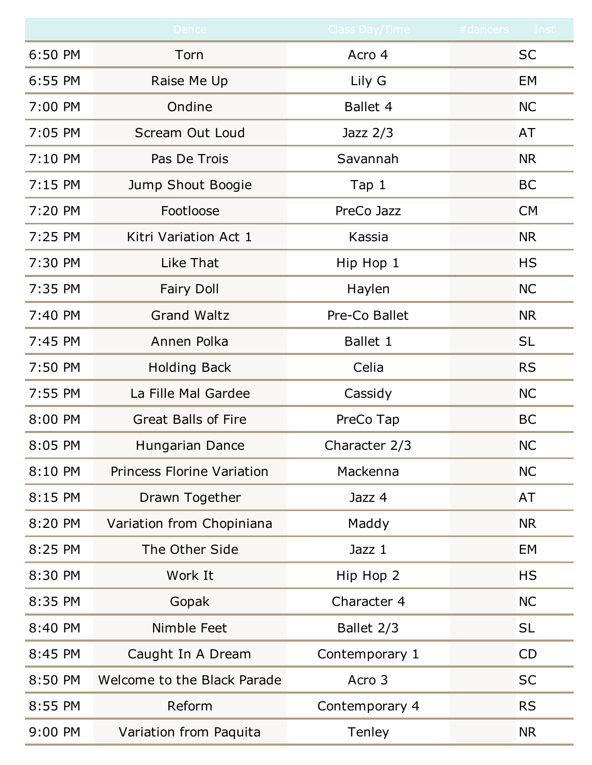| | Dance | Class Day/Time | #dancers | Inst |
|---|---|---|---|---|
| 6:50 PM | Torn | Acro 4 | | SC |
| 6:55 PM | Raise Me Up | Lily G | | EM |
| 7:00 PM | Ondine | Ballet 4 | | NC |
| 7:05 PM | Scream Out Loud | Jazz 2/3 | | AT |
| 7:10 PM | Pas De Trois | Savannah | | NR |
| 7:15 PM | Jump Shout Boogie | Tap 1 | | BC |
| 7:20 PM | Footloose | PreCo Jazz | | CM |
| 7:25 PM | Kitri Variation Act 1 | Kassia | | NR |
| 7:30 PM | Like That | Hip Hop 1 | | HS |
| 7:35 PM | Fairy Doll | Haylen | | NC |
| 7:40 PM | Grand Waltz | Pre-Co Ballet | | NR |
| 7:45 PM | Annen Polka | Ballet 1 | | SL |
| 7:50 PM | Holding Back | Celia | | RS |
| 7:55 PM | La Fille Mal Gardee | Cassidy | | NC |
| 8:00 PM | Great Balls of Fire | PreCo Tap | | BC |
| 8:05 PM | Hungarian Dance | Character 2/3 | | NC |
| 8:10 PM | Princess Florine Variation | Mackenna | | NC |
| 8:15 PM | Drawn Together | Jazz 4 | | AT |
| 8:20 PM | Variation from Chopiniana | Maddy | | NR |
| 8:25 PM | The Other Side | Jazz 1 | | EM |
| 8:30 PM | Work It | Hip Hop 2 | | HS |
| 8:35 PM | Gopak | Character 4 | | NC |
| 8:40 PM | Nimble Feet | Ballet 2/3 | | SL |
| 8:45 PM | Caught In A Dream | Contemporary 1 | | CD |
| 8:50 PM | Welcome to the Black Parade | Acro 3 | | SC |
| 8:55 PM | Reform | Contemporary 4 | | RS |
| 9:00 PM | Variation from Paquita | Tenley | | NR |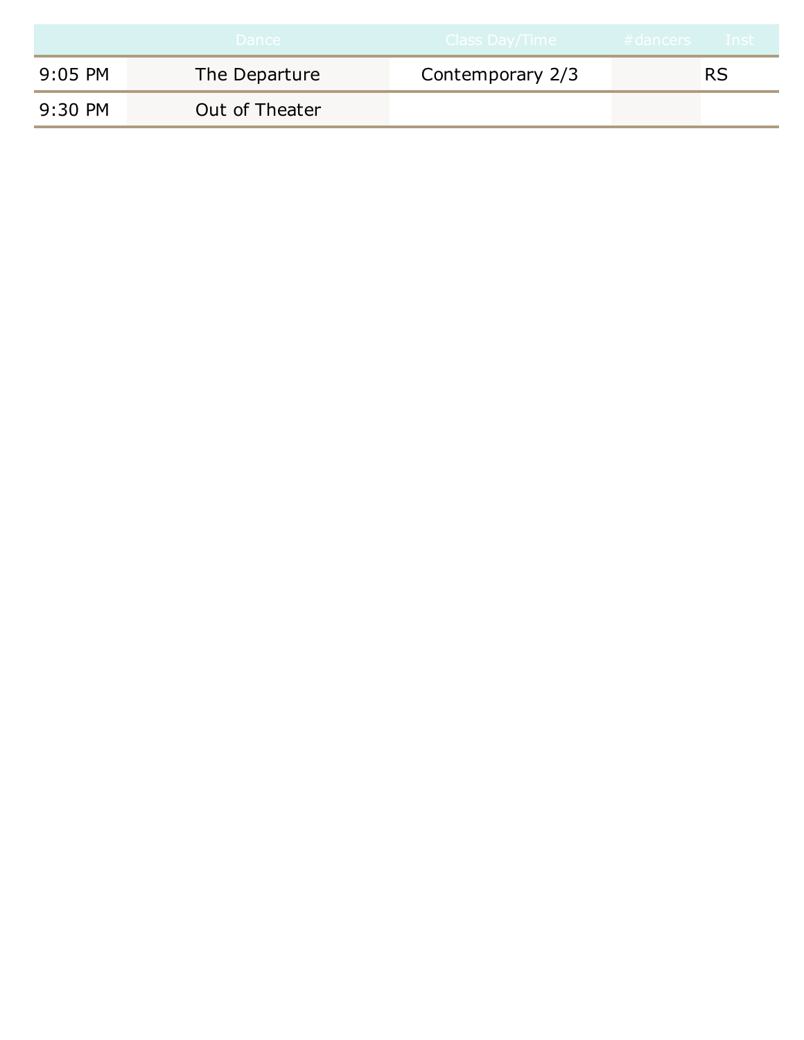| | Dance | Class Day/Time | #dancers | Inst |
|---|---|---|---|---|
| 9:05 PM | The Departure | Contemporary 2/3 | | RS |
| 9:30 PM | Out of Theater | | | |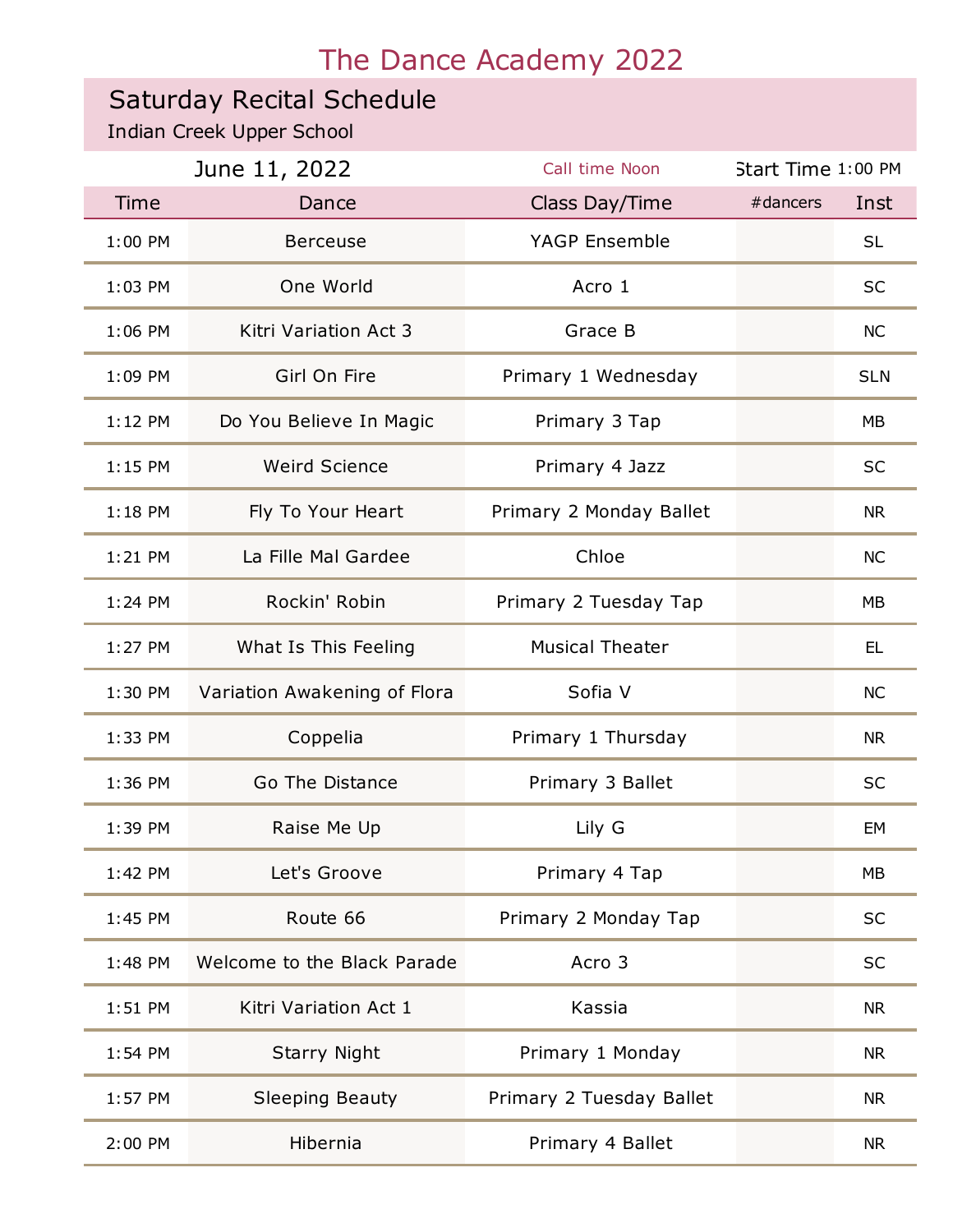# The Dance Academy 2022

## Saturday Recital Schedule

Indian Creek Upper School

June 11, 2022 | Call time Noon | Start Time 1:00 PM

| Time | Dance | Class Day/Time | #dancers | Inst |
|---|---|---|---|---|
| 1:00 PM | Berceuse | YAGP Ensemble | | SL |
| 1:03 PM | One World | Acro 1 | | SC |
| 1:06 PM | Kitri Variation Act 3 | Grace B | | NC |
| 1:09 PM | Girl On Fire | Primary 1 Wednesday | | SLN |
| 1:12 PM | Do You Believe In Magic | Primary 3 Tap | | MB |
| 1:15 PM | Weird Science | Primary 4 Jazz | | SC |
| 1:18 PM | Fly To Your Heart | Primary 2 Monday Ballet | | NR |
| 1:21 PM | La Fille Mal Gardee | Chloe | | NC |
| 1:24 PM | Rockin' Robin | Primary 2 Tuesday Tap | | MB |
| 1:27 PM | What Is This Feeling | Musical Theater | | EL |
| 1:30 PM | Variation Awakening of Flora | Sofia V | | NC |
| 1:33 PM | Coppelia | Primary 1 Thursday | | NR |
| 1:36 PM | Go The Distance | Primary 3 Ballet | | SC |
| 1:39 PM | Raise Me Up | Lily G | | EM |
| 1:42 PM | Let's Groove | Primary 4 Tap | | MB |
| 1:45 PM | Route 66 | Primary 2 Monday Tap | | SC |
| 1:48 PM | Welcome to the Black Parade | Acro 3 | | SC |
| 1:51 PM | Kitri Variation Act 1 | Kassia | | NR |
| 1:54 PM | Starry Night | Primary 1 Monday | | NR |
| 1:57 PM | Sleeping Beauty | Primary 2 Tuesday Ballet | | NR |
| 2:00 PM | Hibernia | Primary 4 Ballet | | NR |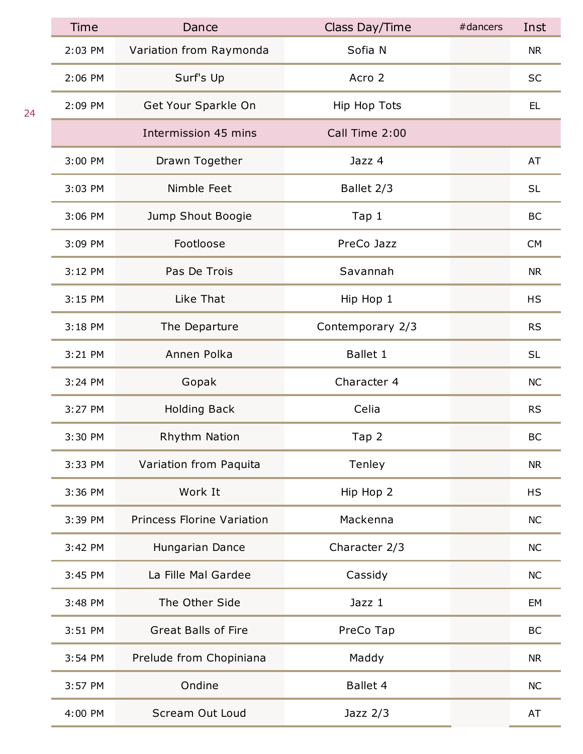| Time | Dance | Class Day/Time | #dancers | Inst |
|---|---|---|---|---|
| 2:03 PM | Variation from Raymonda | Sofia N | | NR |
| 2:06 PM | Surf's Up | Acro 2 | | SC |
| 2:09 PM | Get Your Sparkle On | Hip Hop Tots | | EL |
| | Intermission 45 mins | Call Time 2:00 | | |
| 3:00 PM | Drawn Together | Jazz 4 | | AT |
| 3:03 PM | Nimble Feet | Ballet 2/3 | | SL |
| 3:06 PM | Jump Shout Boogie | Tap 1 | | BC |
| 3:09 PM | Footloose | PreCo Jazz | | CM |
| 3:12 PM | Pas De Trois | Savannah | | NR |
| 3:15 PM | Like That | Hip Hop 1 | | HS |
| 3:18 PM | The Departure | Contemporary 2/3 | | RS |
| 3:21 PM | Annen Polka | Ballet 1 | | SL |
| 3:24 PM | Gopak | Character 4 | | NC |
| 3:27 PM | Holding Back | Celia | | RS |
| 3:30 PM | Rhythm Nation | Tap 2 | | BC |
| 3:33 PM | Variation from Paquita | Tenley | | NR |
| 3:36 PM | Work It | Hip Hop 2 | | HS |
| 3:39 PM | Princess Florine Variation | Mackenna | | NC |
| 3:42 PM | Hungarian Dance | Character 2/3 | | NC |
| 3:45 PM | La Fille Mal Gardee | Cassidy | | NC |
| 3:48 PM | The Other Side | Jazz 1 | | EM |
| 3:51 PM | Great Balls of Fire | PreCo Tap | | BC |
| 3:54 PM | Prelude from Chopiniana | Maddy | | NR |
| 3:57 PM | Ondine | Ballet 4 | | NC |
| 4:00 PM | Scream Out Loud | Jazz 2/3 | | AT |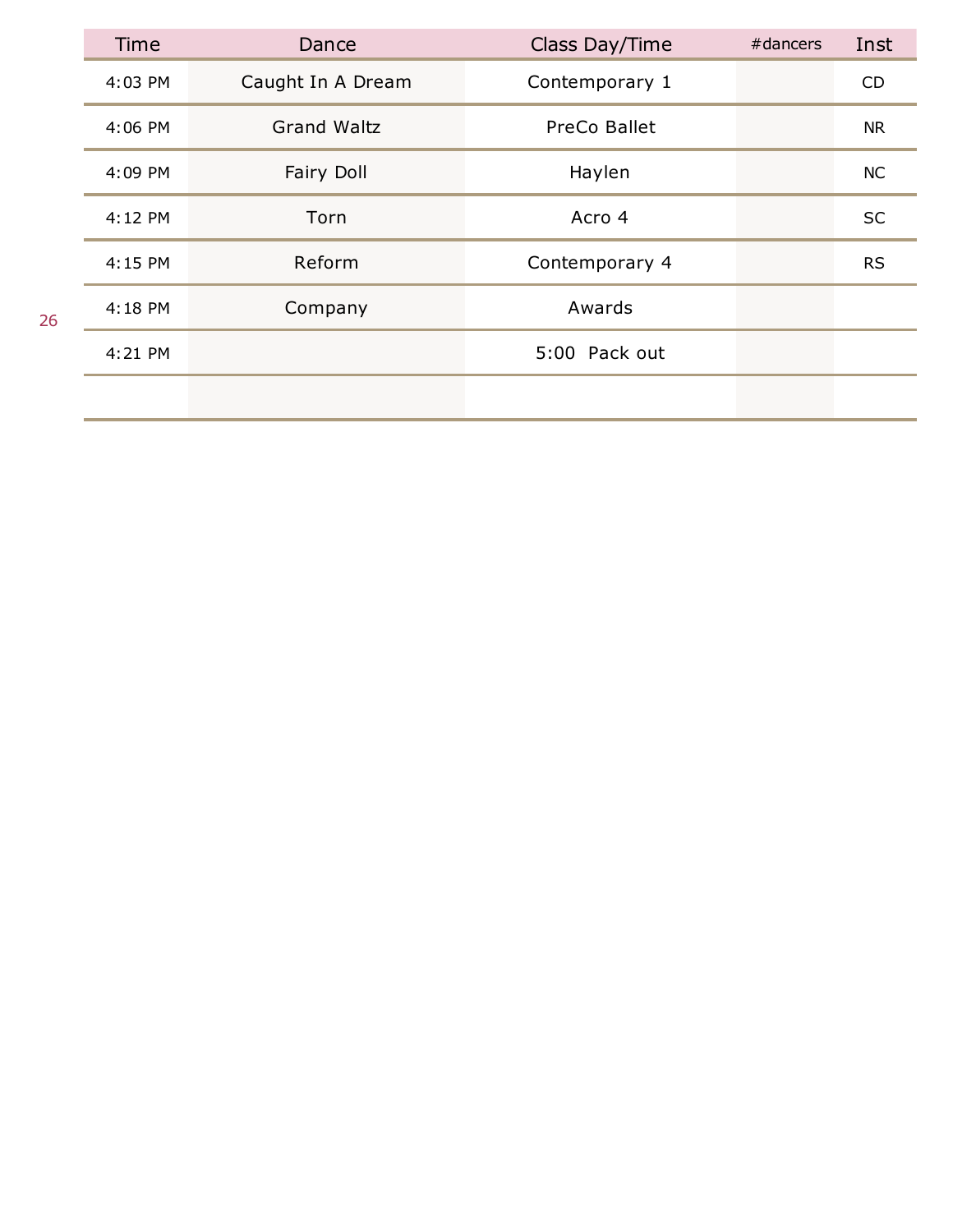| Time | Dance | Class Day/Time | #dancers | Inst |
|---|---|---|---|---|
| 4:03 PM | Caught In A Dream | Contemporary 1 | | CD |
| 4:06 PM | Grand Waltz | PreCo Ballet | | NR |
| 4:09 PM | Fairy Doll | Haylen | | NC |
| 4:12 PM | Torn | Acro 4 | | SC |
| 4:15 PM | Reform | Contemporary 4 | | RS |
| 4:18 PM | Company | Awards | | |
| 4:21 PM | | 5:00 Pack out | | |
| | | | | |